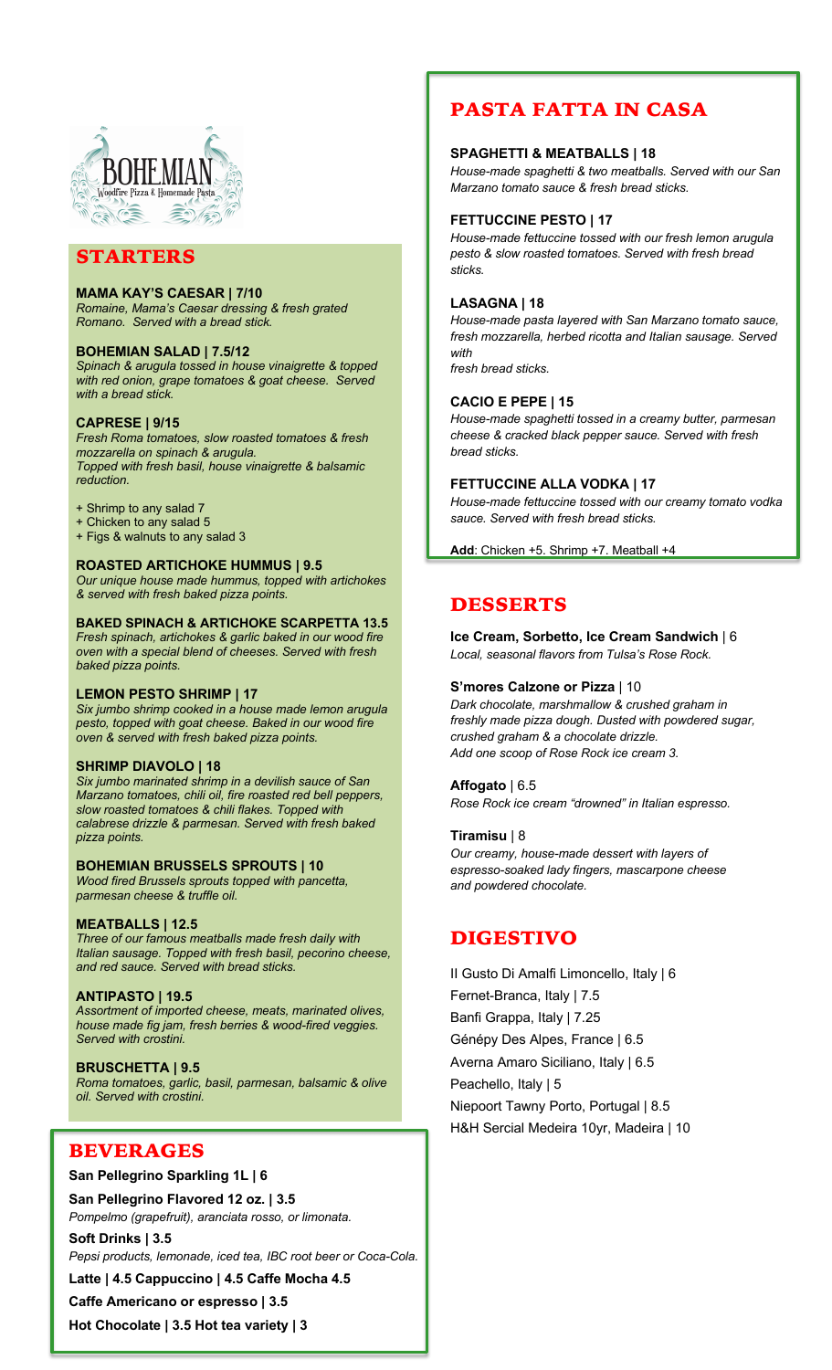# BOHEMIAN

Woodfire Pizza & Homemade Pasta

## STARTERS

**MAMA KAY'S CAESAR | 7/10**
*Romaine, Mama's Caesar dressing & fresh grated Romano. Served with a bread stick.*

**BOHEMIAN SALAD | 7.5/12**
*Spinach & arugula tossed in house vinaigrette & topped with red onion, grape tomatoes & goat cheese. Served with a bread stick.*

**CAPRESE | 9/15**
*Fresh Roma tomatoes, slow roasted tomatoes & fresh mozzarella on spinach & arugula.*
*Topped with fresh basil, house vinaigrette & balsamic reduction.*

+ Shrimp to any salad 7
+ Chicken to any salad 5
+ Figs & walnuts to any salad 3

**ROASTED ARTICHOKE HUMMUS | 9.5**
*Our unique house made hummus, topped with artichokes & served with fresh baked pizza points.*

**BAKED SPINACH & ARTICHOKE SCARPETTA 13.5**
*Fresh spinach, artichokes & garlic baked in our wood fire oven with a special blend of cheeses. Served with fresh baked pizza points.*

**LEMON PESTO SHRIMP | 17**
*Six jumbo shrimp cooked in a house made lemon arugula pesto, topped with goat cheese. Baked in our wood fire oven & served with fresh baked pizza points.*

**SHRIMP DIAVOLO | 18**
*Six jumbo marinated shrimp in a devilish sauce of San Marzano tomatoes, chili oil, fire roasted red bell peppers, slow roasted tomatoes & chili flakes. Topped with calabrese drizzle & parmesan. Served with fresh baked pizza points.*

**BOHEMIAN BRUSSELS SPROUTS | 10**
*Wood fired Brussels sprouts topped with pancetta, parmesan cheese & truffle oil.*

**MEATBALLS | 12.5**
*Three of our famous meatballs made fresh daily with Italian sausage. Topped with fresh basil, pecorino cheese, and red sauce. Served with bread sticks.*

**ANTIPASTO | 19.5**
*Assortment of imported cheese, meats, marinated olives, house made fig jam, fresh berries & wood-fired veggies. Served with crostini.*

**BRUSCHETTA | 9.5**
*Roma tomatoes, garlic, basil, parmesan, balsamic & olive oil. Served with crostini.*

## BEVERAGES

**San Pellegrino Sparkling 1L | 6**

**San Pellegrino Flavored 12 oz. | 3.5**
*Pompelmo (grapefruit), aranciata rosso, or limonata.*

**Soft Drinks | 3.5**
*Pepsi products, lemonade, iced tea, IBC root beer or Coca-Cola.*

**Latte | 4.5 Cappuccino | 4.5 Caffe Mocha 4.5**

**Caffe Americano or espresso | 3.5**

**Hot Chocolate | 3.5 Hot tea variety | 3**

## PASTA FATTA IN CASA

**SPAGHETTI & MEATBALLS | 18**
*House-made spaghetti & two meatballs. Served with our San Marzano tomato sauce & fresh bread sticks.*

**FETTUCCINE PESTO | 17**
*House-made fettuccine tossed with our fresh lemon arugula pesto & slow roasted tomatoes. Served with fresh bread sticks.*

**LASAGNA | 18**
*House-made pasta layered with San Marzano tomato sauce, fresh mozzarella, herbed ricotta and Italian sausage. Served with fresh bread sticks.*

**CACIO E PEPE | 15**
*House-made spaghetti tossed in a creamy butter, parmesan cheese & cracked black pepper sauce. Served with fresh bread sticks.*

**FETTUCCINE ALLA VODKA | 17**
*House-made fettuccine tossed with our creamy tomato vodka sauce. Served with fresh bread sticks.*

**Add**: Chicken +5. Shrimp +7. Meatball +4

## DESSERTS

**Ice Cream, Sorbetto, Ice Cream Sandwich** | 6
*Local, seasonal flavors from Tulsa's Rose Rock.*

**S'mores Calzone or Pizza** | 10
*Dark chocolate, marshmallow & crushed graham in freshly made pizza dough. Dusted with powdered sugar, crushed graham & a chocolate drizzle.*
*Add one scoop of Rose Rock ice cream 3.*

**Affogato** | 6.5
*Rose Rock ice cream "drowned" in Italian espresso.*

**Tiramisu** | 8
*Our creamy, house-made dessert with layers of espresso-soaked lady fingers, mascarpone cheese and powdered chocolate.*

## DIGESTIVO

Il Gusto Di Amalfi Limoncello, Italy | 6
Fernet-Branca, Italy | 7.5
Banfi Grappa, Italy | 7.25
Génépy Des Alpes, France | 6.5
Averna Amaro Siciliano, Italy | 6.5
Peachello, Italy | 5
Niepoort Tawny Porto, Portugal | 8.5
H&H Sercial Medeira 10yr, Madeira | 10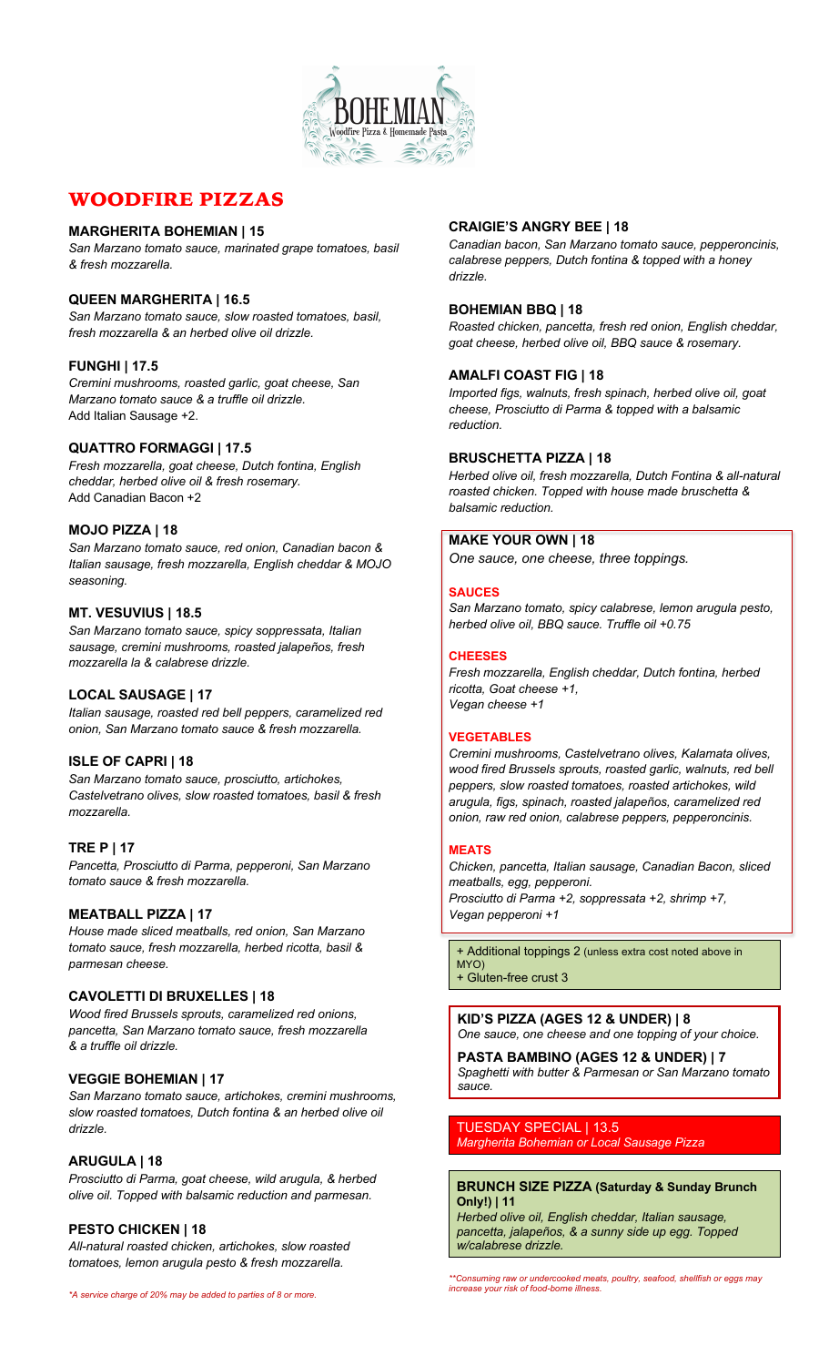BOHEMIAN
Woodfire Pizza & Homemade Pasta

# WOODFIRE PIZZAS

### MARGHERITA BOHEMIAN | 15
*San Marzano tomato sauce, marinated grape tomatoes, basil & fresh mozzarella.*

### QUEEN MARGHERITA | 16.5
*San Marzano tomato sauce, slow roasted tomatoes, basil, fresh mozzarella & an herbed olive oil drizzle.*

### FUNGHI | 17.5
*Cremini mushrooms, roasted garlic, goat cheese, San Marzano tomato sauce & a truffle oil drizzle.*
Add Italian Sausage +2.

### QUATTRO FORMAGGI | 17.5
*Fresh mozzarella, goat cheese, Dutch fontina, English cheddar, herbed olive oil & fresh rosemary.*
Add Canadian Bacon +2

### MOJO PIZZA | 18
*San Marzano tomato sauce, red onion, Canadian bacon & Italian sausage, fresh mozzarella, English cheddar & MOJO seasoning.*

### MT. VESUVIUS | 18.5
*San Marzano tomato sauce, spicy soppressata, Italian sausage, cremini mushrooms, roasted jalapeños, fresh mozzarella la & calabrese drizzle.*

### LOCAL SAUSAGE | 17
*Italian sausage, roasted red bell peppers, caramelized red onion, San Marzano tomato sauce & fresh mozzarella.*

### ISLE OF CAPRI | 18
*San Marzano tomato sauce, prosciutto, artichokes, Castelvetrano olives, slow roasted tomatoes, basil & fresh mozzarella.*

### TRE P | 17
*Pancetta, Prosciutto di Parma, pepperoni, San Marzano tomato sauce & fresh mozzarella.*

### MEATBALL PIZZA | 17
*House made sliced meatballs, red onion, San Marzano tomato sauce, fresh mozzarella, herbed ricotta, basil & parmesan cheese.*

### CAVOLETTI DI BRUXELLES | 18
*Wood fired Brussels sprouts, caramelized red onions, pancetta, San Marzano tomato sauce, fresh mozzarella & a truffle oil drizzle.*

### VEGGIE BOHEMIAN | 17
*San Marzano tomato sauce, artichokes, cremini mushrooms, slow roasted tomatoes, Dutch fontina & an herbed olive oil drizzle.*

### ARUGULA | 18
*Prosciutto di Parma, goat cheese, wild arugula, & herbed olive oil. Topped with balsamic reduction and parmesan.*

### PESTO CHICKEN | 18
*All-natural roasted chicken, artichokes, slow roasted tomatoes, lemon arugula pesto & fresh mozzarella.*

### CRAIGIE'S ANGRY BEE | 18
*Canadian bacon, San Marzano tomato sauce, pepperoncinis, calabrese peppers, Dutch fontina & topped with a honey drizzle.*

### BOHEMIAN BBQ | 18
*Roasted chicken, pancetta, fresh red onion, English cheddar, goat cheese, herbed olive oil, BBQ sauce & rosemary.*

### AMALFI COAST FIG | 18
*Imported figs, walnuts, fresh spinach, herbed olive oil, goat cheese, Prosciutto di Parma & topped with a balsamic reduction.*

### BRUSCHETTA PIZZA | 18
*Herbed olive oil, fresh mozzarella, Dutch Fontina & all-natural roasted chicken. Topped with house made bruschetta & balsamic reduction.*

### MAKE YOUR OWN | 18
*One sauce, one cheese, three toppings.*

**SAUCES**
*San Marzano tomato, spicy calabrese, lemon arugula pesto, herbed olive oil, BBQ sauce. Truffle oil +0.75*

**CHEESES**
*Fresh mozzarella, English cheddar, Dutch fontina, herbed ricotta, Goat cheese +1,*
*Vegan cheese +1*

**VEGETABLES**
*Cremini mushrooms, Castelvetrano olives, Kalamata olives, wood fired Brussels sprouts, roasted garlic, walnuts, red bell peppers, slow roasted tomatoes, roasted artichokes, wild arugula, figs, spinach, roasted jalapeños, caramelized red onion, raw red onion, calabrese peppers, pepperoncinis.*

**MEATS**
*Chicken, pancetta, Italian sausage, Canadian Bacon, sliced meatballs, egg, pepperoni.*
*Prosciutto di Parma +2, soppressata +2, shrimp +7,*
*Vegan pepperoni +1*

+ Additional toppings 2 (unless extra cost noted above in MYO)
+ Gluten-free crust 3

### KID'S PIZZA (AGES 12 & UNDER) | 8
*One sauce, one cheese and one topping of your choice.*

### PASTA BAMBINO (AGES 12 & UNDER) | 7
*Spaghetti with butter & Parmesan or San Marzano tomato sauce.*

### TUESDAY SPECIAL | 13.5
*Margherita Bohemian or Local Sausage Pizza*

### BRUNCH SIZE PIZZA (Saturday & Sunday Brunch Only!) | 11
*Herbed olive oil, English cheddar, Italian sausage, pancetta, jalapeños, & a sunny side up egg. Topped w/calabrese drizzle.*

*\*A service charge of 20% may be added to parties of 8 or more.*

*\*\*Consuming raw or undercooked meats, poultry, seafood, shellfish or eggs may increase your risk of food-borne illness.*